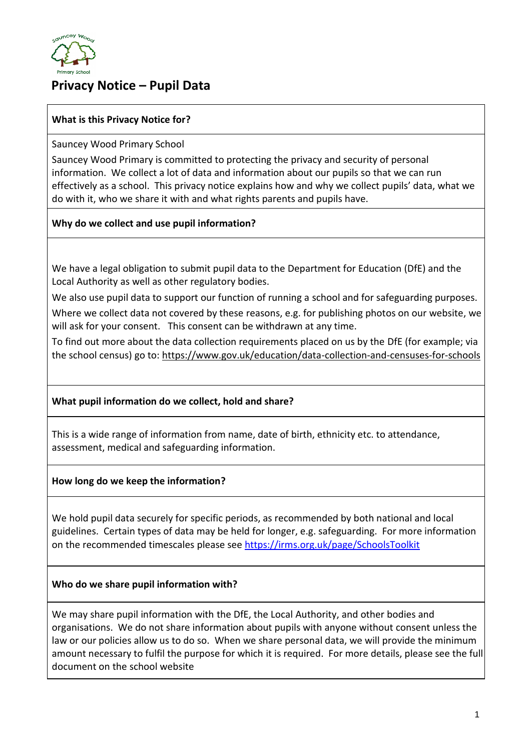# Privacy Notice – Pupil Data

### What is this Privacy Notice for?

Sauncey Wood Primary School

Sauncey Wood Primary is committed to protecting the privacy and security of personal information. We collect a lot of data and information about our pupils so that we can run effectively as a school. This privacy notice explains how and why we collect pupils' data, what we do with it, who we share it with and what rights parents and pupils have.

### Why do we collect and use pupil information?

We have a legal obligation to submit pupil data to the Department for Education (DfE) and the Local Authority as well as other regulatory bodies.

We also use pupil data to support our function of running a school and for safeguarding purposes.

Where we collect data not covered by these reasons, e.g. for publishing photos on our website, we will ask for your consent. This consent can be withdrawn at any time.

To find out more about the data collection requirements placed on us by the DfE (for example; via the school census) go to: https://www.gov.uk/education/data-collection-and-censuses-for-schools

### What pupil information do we collect, hold and share?

This is a wide range of information from name, date of birth, ethnicity etc. to attendance, assessment, medical and safeguarding information.

### How long do we keep the information?

We hold pupil data securely for specific periods, as recommended by both national and local guidelines. Certain types of data may be held for longer, e.g. safeguarding. For more information on the recommended timescales please see https://irms.org.uk/page/SchoolsToolkit

### Who do we share pupil information with?

We may share pupil information with the DfE, the Local Authority, and other bodies and organisations. We do not share information about pupils with anyone without consent unless the law or our policies allow us to do so. When we share personal data, we will provide the minimum amount necessary to fulfil the purpose for which it is required. For more details, please see the full document on the school website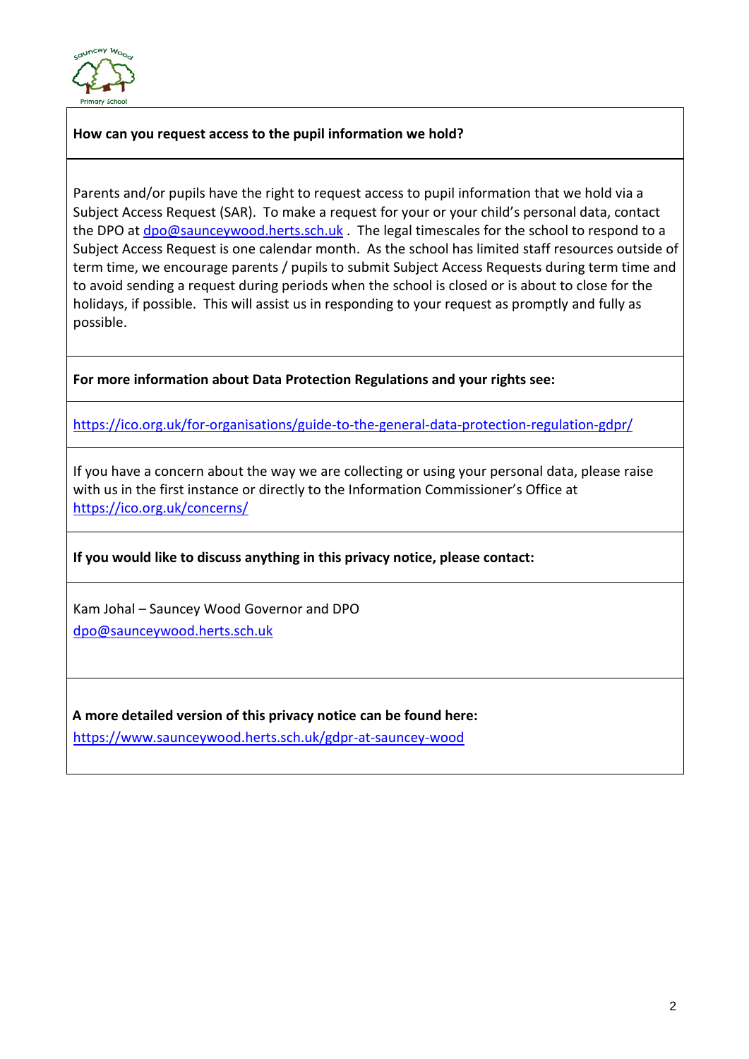**How can you request access to the pupil information we hold?**

Parents and/or pupils have the right to request access to pupil information that we hold via a Subject Access Request (SAR). To make a request for your or your child's personal data, contact the DPO at dpo@saunceywood.herts.sch.uk . The legal timescales for the school to respond to a Subject Access Request is one calendar month. As the school has limited staff resources outside of term time, we encourage parents / pupils to submit Subject Access Requests during term time and to avoid sending a request during periods when the school is closed or is about to close for the holidays, if possible. This will assist us in responding to your request as promptly and fully as possible.

**For more information about Data Protection Regulations and your rights see:**

https://ico.org.uk/for-organisations/guide-to-the-general-data-protection-regulation-gdpr/

If you have a concern about the way we are collecting or using your personal data, please raise with us in the first instance or directly to the Information Commissioner's Office at https://ico.org.uk/concerns/

**If you would like to discuss anything in this privacy notice, please contact:**

Kam Johal – Sauncey Wood Governor and DPO
dpo@saunceywood.herts.sch.uk

**A more detailed version of this privacy notice can be found here:**
https://www.saunceywood.herts.sch.uk/gdpr-at-sauncey-wood